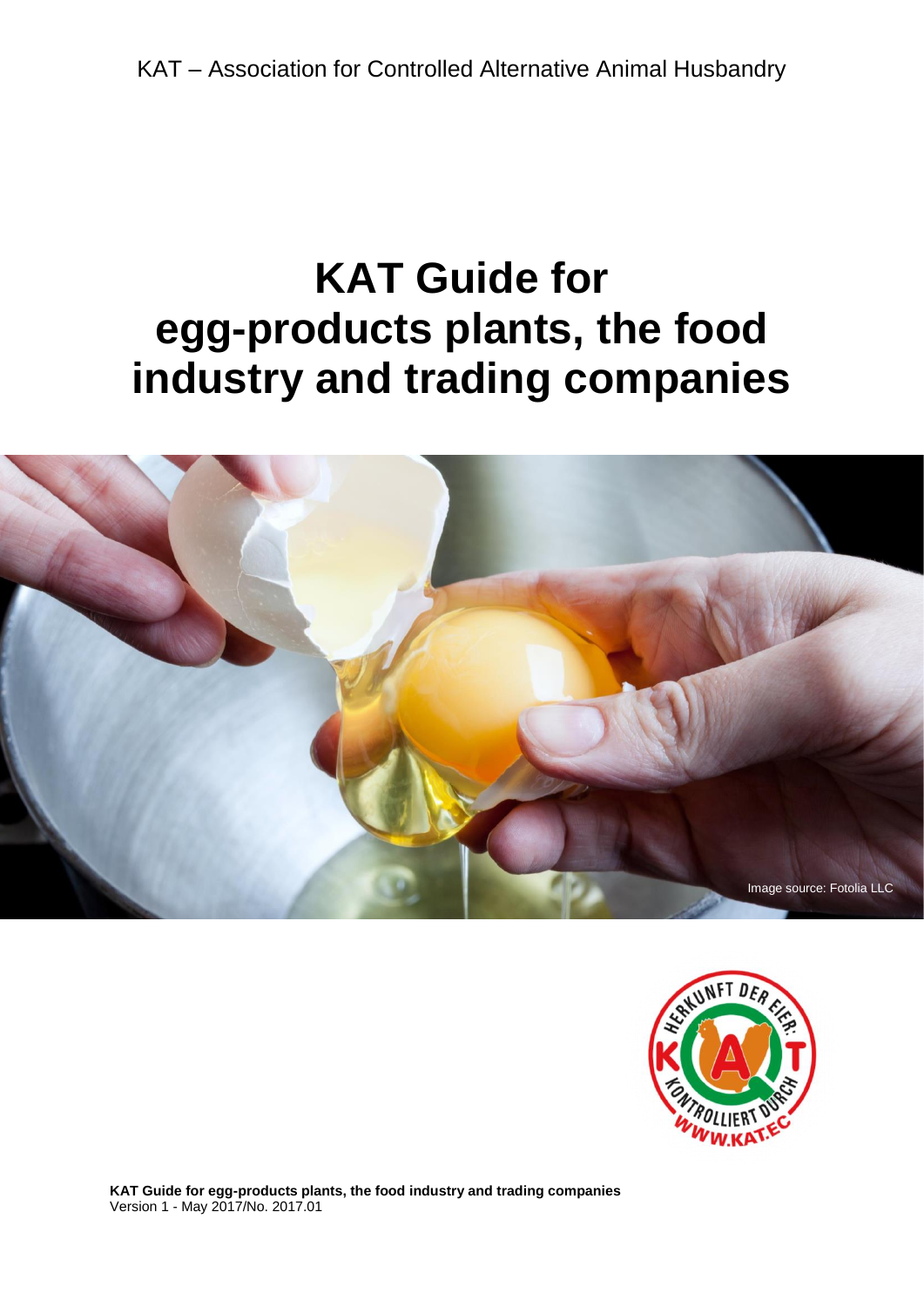KAT – Association for Controlled Alternative Animal Husbandry

# KAT Guide for egg-products plants, the food industry and trading companies

Image source: Fotolia LLC

**KAT Guide for egg-products plants, the food industry and trading companies**
Version 1 - May 2017/No. 2017.01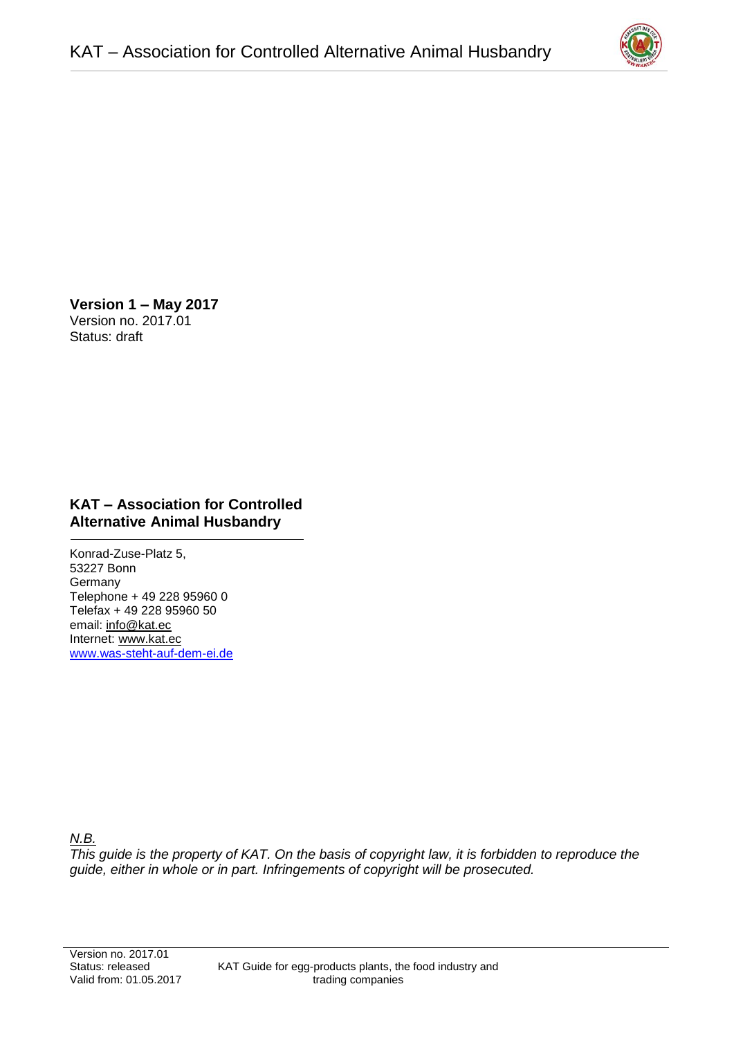**Version 1 – May 2017**
Version no. 2017.01
Status: draft

**KAT – Association for Controlled Alternative Animal Husbandry**

Konrad-Zuse-Platz 5,
53227 Bonn
Germany
Telephone + 49 228 95960 0
Telefax + 49 228 95960 50
email: info@kat.ec
Internet: www.kat.ec
www.was-steht-auf-dem-ei.de

*N.B.*
*This guide is the property of KAT. On the basis of copyright law, it is forbidden to reproduce the guide, either in whole or in part. Infringements of copyright will be prosecuted.*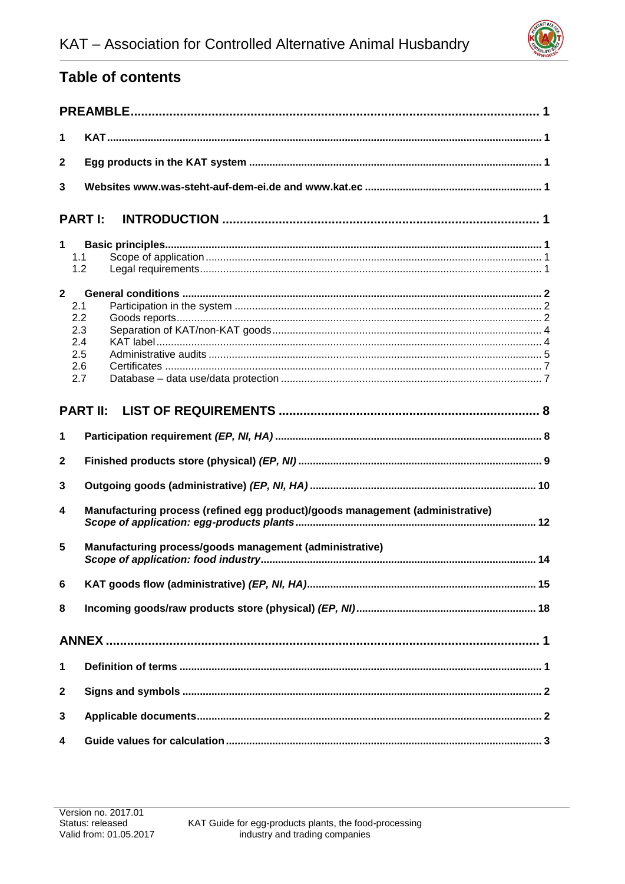## Table of contents

**PREAMBLE** .......... 1

**1 KAT** .......... 1

**2 Egg products in the KAT system** .......... 1

**3 Websites www.was-steht-auf-dem-ei.de and www.kat.ec** .......... 1

**PART I: INTRODUCTION** .......... 1

**1 Basic principles** .......... 1
- 1.1 Scope of application .......... 1
- 1.2 Legal requirements .......... 1

**2 General conditions** .......... 2
- 2.1 Participation in the system .......... 2
- 2.2 Goods reports .......... 2
- 2.3 Separation of KAT/non-KAT goods .......... 4
- 2.4 KAT label .......... 4
- 2.5 Administrative audits .......... 5
- 2.6 Certificates .......... 7
- 2.7 Database – data use/data protection .......... 7

**PART II: LIST OF REQUIREMENTS** .......... 8

**1 Participation requirement *(EP, NI, HA)*** .......... 8

**2 Finished products store (physical) *(EP, NI)*** .......... 9

**3 Outgoing goods (administrative) *(EP, NI, HA)*** .......... 10

**4 Manufacturing process (refined egg product)/goods management (administrative) *Scope of application: egg-products plants*** .......... 12

**5 Manufacturing process/goods management (administrative) *Scope of application: food industry*** .......... 14

**6 KAT goods flow (administrative) *(EP, NI, HA)*** .......... 15

**8 Incoming goods/raw products store (physical) *(EP, NI)*** .......... 18

**ANNEX** .......... 1

**1 Definition of terms** .......... 1

**2 Signs and symbols** .......... 2

**3 Applicable documents** .......... 2

**4 Guide values for calculation** .......... 3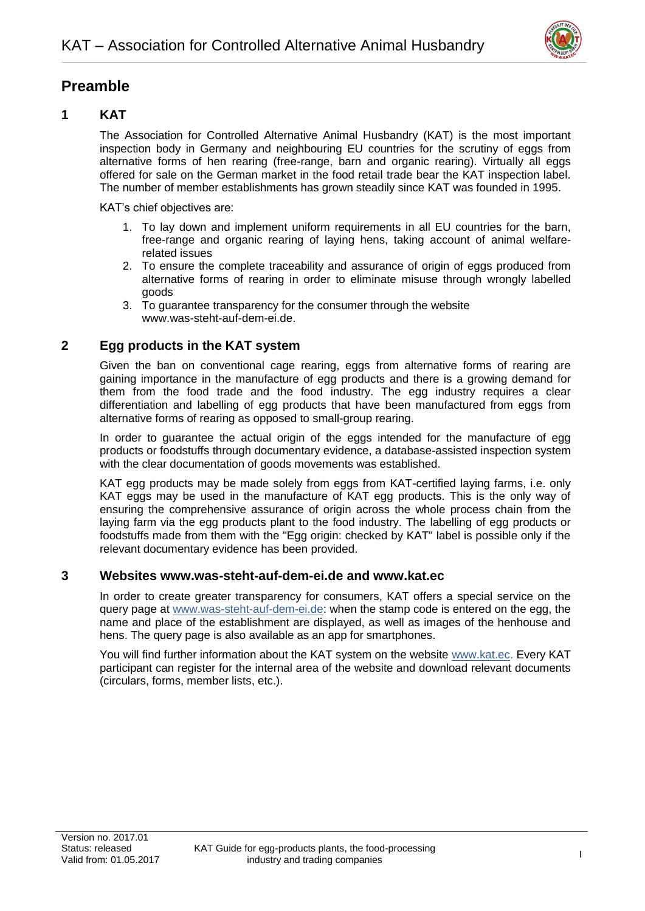# Preamble

## 1 KAT

The Association for Controlled Alternative Animal Husbandry (KAT) is the most important inspection body in Germany and neighbouring EU countries for the scrutiny of eggs from alternative forms of hen rearing (free-range, barn and organic rearing). Virtually all eggs offered for sale on the German market in the food retail trade bear the KAT inspection label. The number of member establishments has grown steadily since KAT was founded in 1995.

KAT's chief objectives are:

1. To lay down and implement uniform requirements in all EU countries for the barn, free-range and organic rearing of laying hens, taking account of animal welfare-related issues
2. To ensure the complete traceability and assurance of origin of eggs produced from alternative forms of rearing in order to eliminate misuse through wrongly labelled goods
3. To guarantee transparency for the consumer through the website www.was-steht-auf-dem-ei.de.

## 2 Egg products in the KAT system

Given the ban on conventional cage rearing, eggs from alternative forms of rearing are gaining importance in the manufacture of egg products and there is a growing demand for them from the food trade and the food industry. The egg industry requires a clear differentiation and labelling of egg products that have been manufactured from eggs from alternative forms of rearing as opposed to small-group rearing.

In order to guarantee the actual origin of the eggs intended for the manufacture of egg products or foodstuffs through documentary evidence, a database-assisted inspection system with the clear documentation of goods movements was established.

KAT egg products may be made solely from eggs from KAT-certified laying farms, i.e. only KAT eggs may be used in the manufacture of KAT egg products. This is the only way of ensuring the comprehensive assurance of origin across the whole process chain from the laying farm via the egg products plant to the food industry. The labelling of egg products or foodstuffs made from them with the "Egg origin: checked by KAT" label is possible only if the relevant documentary evidence has been provided.

## 3 Websites www.was-steht-auf-dem-ei.de and www.kat.ec

In order to create greater transparency for consumers, KAT offers a special service on the query page at www.was-steht-auf-dem-ei.de: when the stamp code is entered on the egg, the name and place of the establishment are displayed, as well as images of the henhouse and hens. The query page is also available as an app for smartphones.

You will find further information about the KAT system on the website www.kat.ec. Every KAT participant can register for the internal area of the website and download relevant documents (circulars, forms, member lists, etc.).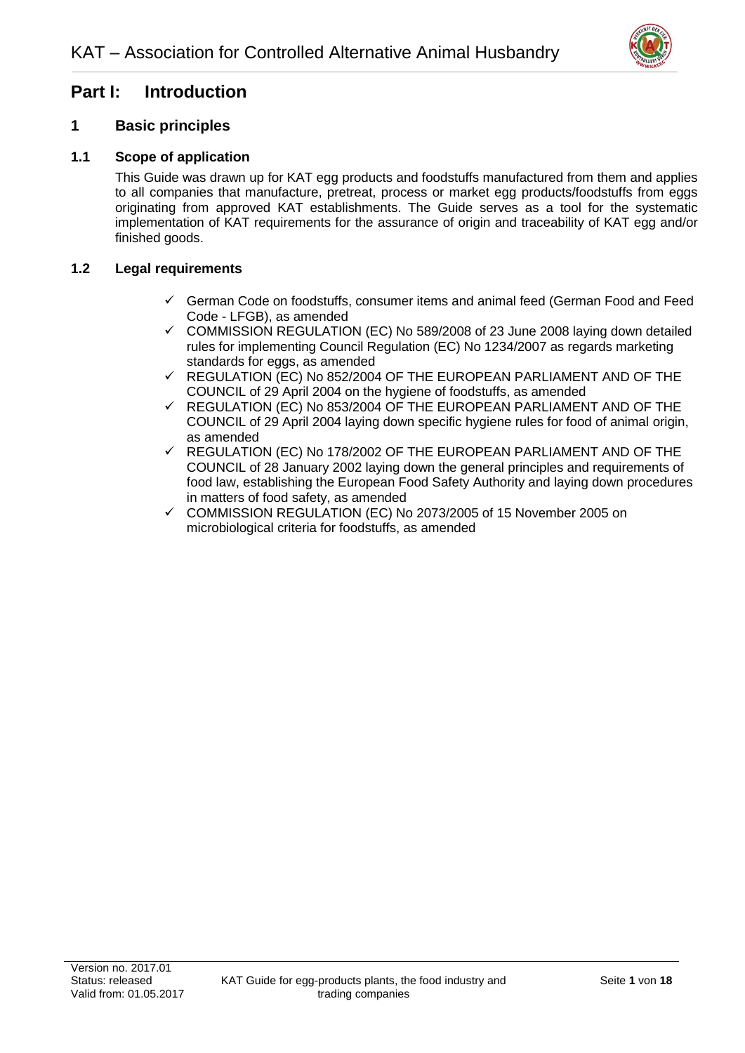# Part I: Introduction

## 1 Basic principles

### 1.1 Scope of application

This Guide was drawn up for KAT egg products and foodstuffs manufactured from them and applies to all companies that manufacture, pretreat, process or market egg products/foodstuffs from eggs originating from approved KAT establishments. The Guide serves as a tool for the systematic implementation of KAT requirements for the assurance of origin and traceability of KAT egg and/or finished goods.

### 1.2 Legal requirements

- ✓ German Code on foodstuffs, consumer items and animal feed (German Food and Feed Code - LFGB), as amended
- ✓ COMMISSION REGULATION (EC) No 589/2008 of 23 June 2008 laying down detailed rules for implementing Council Regulation (EC) No 1234/2007 as regards marketing standards for eggs, as amended
- ✓ REGULATION (EC) No 852/2004 OF THE EUROPEAN PARLIAMENT AND OF THE COUNCIL of 29 April 2004 on the hygiene of foodstuffs, as amended
- ✓ REGULATION (EC) No 853/2004 OF THE EUROPEAN PARLIAMENT AND OF THE COUNCIL of 29 April 2004 laying down specific hygiene rules for food of animal origin, as amended
- ✓ REGULATION (EC) No 178/2002 OF THE EUROPEAN PARLIAMENT AND OF THE COUNCIL of 28 January 2002 laying down the general principles and requirements of food law, establishing the European Food Safety Authority and laying down procedures in matters of food safety, as amended
- ✓ COMMISSION REGULATION (EC) No 2073/2005 of 15 November 2005 on microbiological criteria for foodstuffs, as amended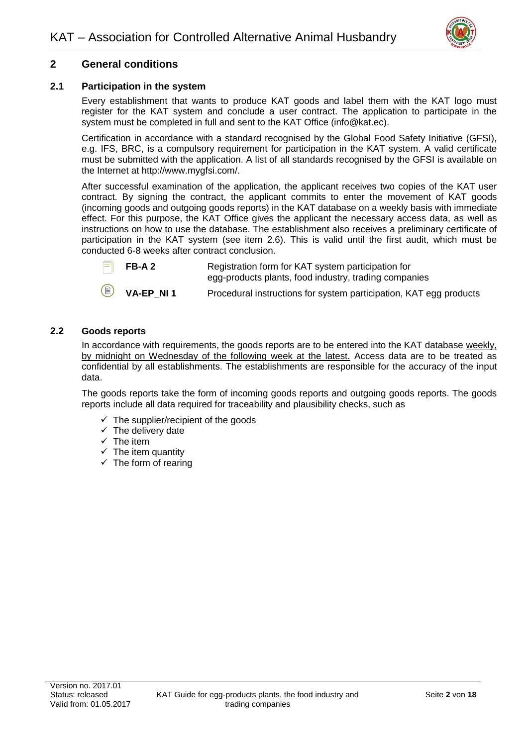## 2 General conditions

### 2.1 Participation in the system

Every establishment that wants to produce KAT goods and label them with the KAT logo must register for the KAT system and conclude a user contract. The application to participate in the system must be completed in full and sent to the KAT Office (info@kat.ec).

Certification in accordance with a standard recognised by the Global Food Safety Initiative (GFSI), e.g. IFS, BRC, is a compulsory requirement for participation in the KAT system. A valid certificate must be submitted with the application. A list of all standards recognised by the GFSI is available on the Internet at http://www.mygfsi.com/.

After successful examination of the application, the applicant receives two copies of the KAT user contract. By signing the contract, the applicant commits to enter the movement of KAT goods (incoming goods and outgoing goods reports) in the KAT database on a weekly basis with immediate effect. For this purpose, the KAT Office gives the applicant the necessary access data, as well as instructions on how to use the database. The establishment also receives a preliminary certificate of participation in the KAT system (see item 2.6). This is valid until the first audit, which must be conducted 6-8 weeks after contract conclusion.

| | | |
|---|---|---|
| | **FB-A 2** | Registration form for KAT system participation for egg-products plants, food industry, trading companies |
| | **VA-EP_NI 1** | Procedural instructions for system participation, KAT egg products |

### 2.2 Goods reports

In accordance with requirements, the goods reports are to be entered into the KAT database <u>weekly, by midnight on Wednesday of the following week at the latest.</u> Access data are to be treated as confidential by all establishments. The establishments are responsible for the accuracy of the input data.

The goods reports take the form of incoming goods reports and outgoing goods reports. The goods reports include all data required for traceability and plausibility checks, such as

- ✓ The supplier/recipient of the goods
- ✓ The delivery date
- ✓ The item
- ✓ The item quantity
- ✓ The form of rearing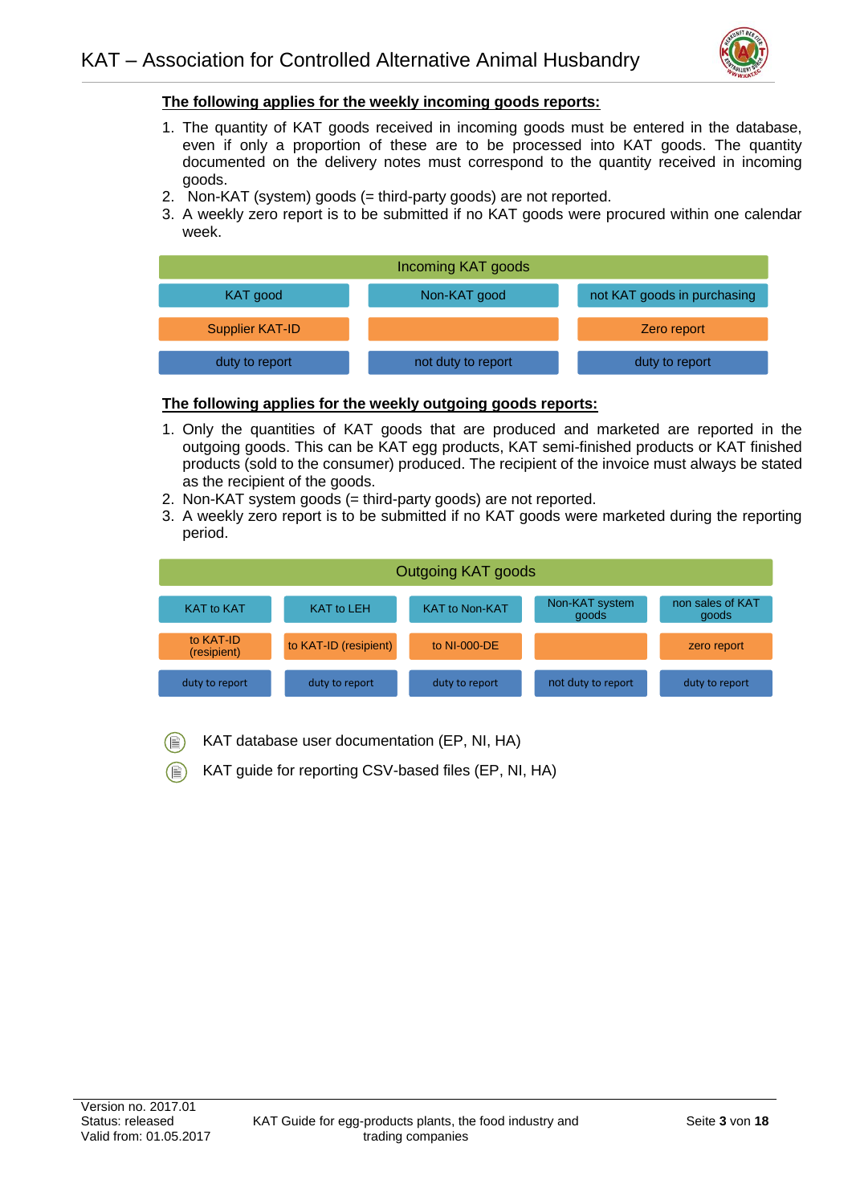**The following applies for the weekly incoming goods reports:**

1. The quantity of KAT goods received in incoming goods must be entered in the database, even if only a proportion of these are to be processed into KAT goods. The quantity documented on the delivery notes must correspond to the quantity received in incoming goods.
2. Non-KAT (system) goods (= third-party goods) are not reported.
3. A weekly zero report is to be submitted if no KAT goods were procured within one calendar week.

| Incoming KAT goods | | |
|---|---|---|
| KAT good | Non-KAT good | not KAT goods in purchasing |
| Supplier KAT-ID | | Zero report |
| duty to report | not duty to report | duty to report |

**The following applies for the weekly outgoing goods reports:**

1. Only the quantities of KAT goods that are produced and marketed are reported in the outgoing goods. This can be KAT egg products, KAT semi-finished products or KAT finished products (sold to the consumer) produced. The recipient of the invoice must always be stated as the recipient of the goods.
2. Non-KAT system goods (= third-party goods) are not reported.
3. A weekly zero report is to be submitted if no KAT goods were marketed during the reporting period.

| Outgoing KAT goods | | | | |
|---|---|---|---|---|
| KAT to KAT | KAT to LEH | KAT to Non-KAT | Non-KAT system goods | non sales of KAT goods |
| to KAT-ID (resipient) | to KAT-ID (resipient) | to NI-000-DE | | zero report |
| duty to report | duty to report | duty to report | not duty to report | duty to report |

KAT database user documentation (EP, NI, HA)

KAT guide for reporting CSV-based files (EP, NI, HA)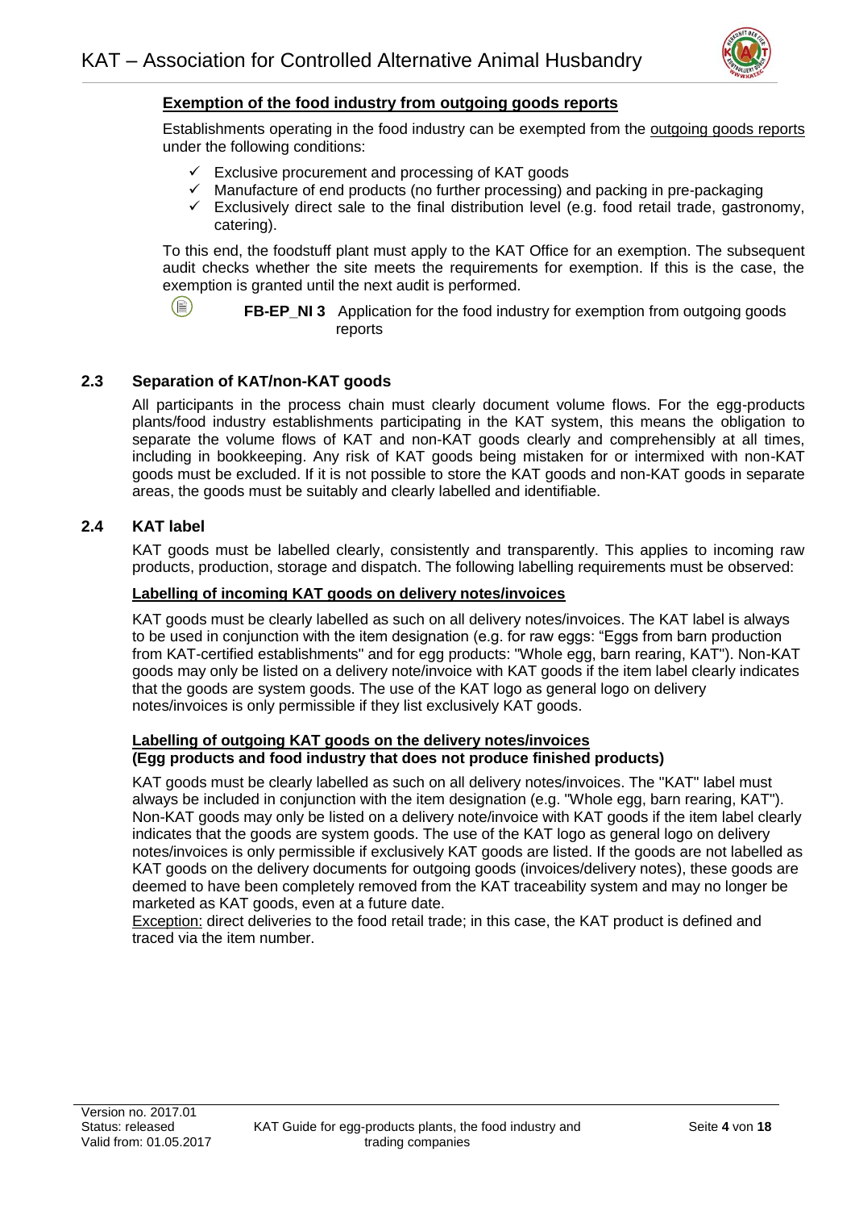**Exemption of the food industry from outgoing goods reports**

Establishments operating in the food industry can be exempted from the outgoing goods reports under the following conditions:

- ✓ Exclusive procurement and processing of KAT goods
- ✓ Manufacture of end products (no further processing) and packing in pre-packaging
- ✓ Exclusively direct sale to the final distribution level (e.g. food retail trade, gastronomy, catering).

To this end, the foodstuff plant must apply to the KAT Office for an exemption. The subsequent audit checks whether the site meets the requirements for exemption. If this is the case, the exemption is granted until the next audit is performed.

**FB-EP_NI 3** Application for the food industry for exemption from outgoing goods reports

### 2.3 Separation of KAT/non-KAT goods

All participants in the process chain must clearly document volume flows. For the egg-products plants/food industry establishments participating in the KAT system, this means the obligation to separate the volume flows of KAT and non-KAT goods clearly and comprehensibly at all times, including in bookkeeping. Any risk of KAT goods being mistaken for or intermixed with non-KAT goods must be excluded. If it is not possible to store the KAT goods and non-KAT goods in separate areas, the goods must be suitably and clearly labelled and identifiable.

### 2.4 KAT label

KAT goods must be labelled clearly, consistently and transparently. This applies to incoming raw products, production, storage and dispatch. The following labelling requirements must be observed:

**Labelling of incoming KAT goods on delivery notes/invoices**

KAT goods must be clearly labelled as such on all delivery notes/invoices. The KAT label is always to be used in conjunction with the item designation (e.g. for raw eggs: "Eggs from barn production from KAT-certified establishments" and for egg products: "Whole egg, barn rearing, KAT"). Non-KAT goods may only be listed on a delivery note/invoice with KAT goods if the item label clearly indicates that the goods are system goods. The use of the KAT logo as general logo on delivery notes/invoices is only permissible if they list exclusively KAT goods.

**Labelling of outgoing KAT goods on the delivery notes/invoices**
**(Egg products and food industry that does not produce finished products)**

KAT goods must be clearly labelled as such on all delivery notes/invoices. The "KAT" label must always be included in conjunction with the item designation (e.g. "Whole egg, barn rearing, KAT"). Non-KAT goods may only be listed on a delivery note/invoice with KAT goods if the item label clearly indicates that the goods are system goods. The use of the KAT logo as general logo on delivery notes/invoices is only permissible if exclusively KAT goods are listed. If the goods are not labelled as KAT goods on the delivery documents for outgoing goods (invoices/delivery notes), these goods are deemed to have been completely removed from the KAT traceability system and may no longer be marketed as KAT goods, even at a future date.

Exception: direct deliveries to the food retail trade; in this case, the KAT product is defined and traced via the item number.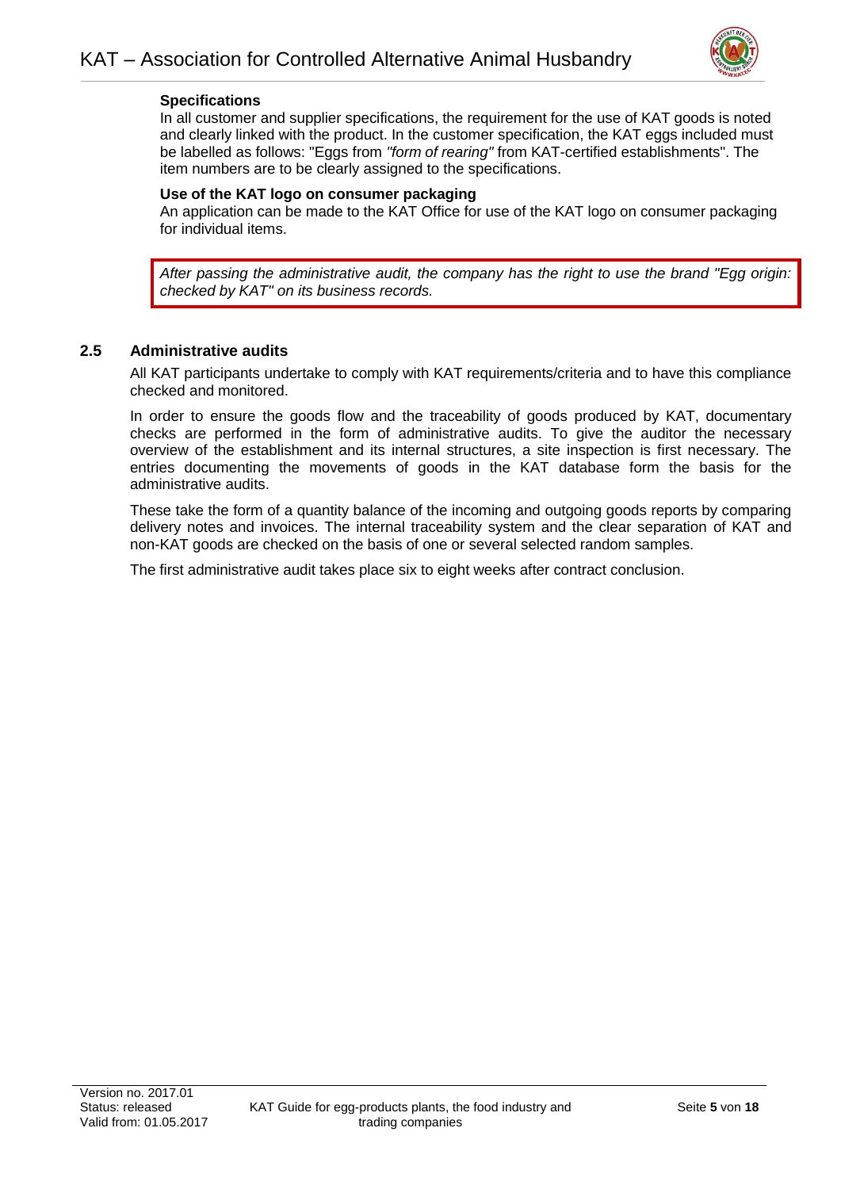**Specifications**

In all customer and supplier specifications, the requirement for the use of KAT goods is noted and clearly linked with the product. In the customer specification, the KAT eggs included must be labelled as follows: "Eggs from *"form of rearing"* from KAT-certified establishments". The item numbers are to be clearly assigned to the specifications.

**Use of the KAT logo on consumer packaging**

An application can be made to the KAT Office for use of the KAT logo on consumer packaging for individual items.

*After passing the administrative audit, the company has the right to use the brand "Egg origin: checked by KAT" on its business records.*

## 2.5 Administrative audits

All KAT participants undertake to comply with KAT requirements/criteria and to have this compliance checked and monitored.

In order to ensure the goods flow and the traceability of goods produced by KAT, documentary checks are performed in the form of administrative audits. To give the auditor the necessary overview of the establishment and its internal structures, a site inspection is first necessary. The entries documenting the movements of goods in the KAT database form the basis for the administrative audits.

These take the form of a quantity balance of the incoming and outgoing goods reports by comparing delivery notes and invoices. The internal traceability system and the clear separation of KAT and non-KAT goods are checked on the basis of one or several selected random samples.

The first administrative audit takes place six to eight weeks after contract conclusion.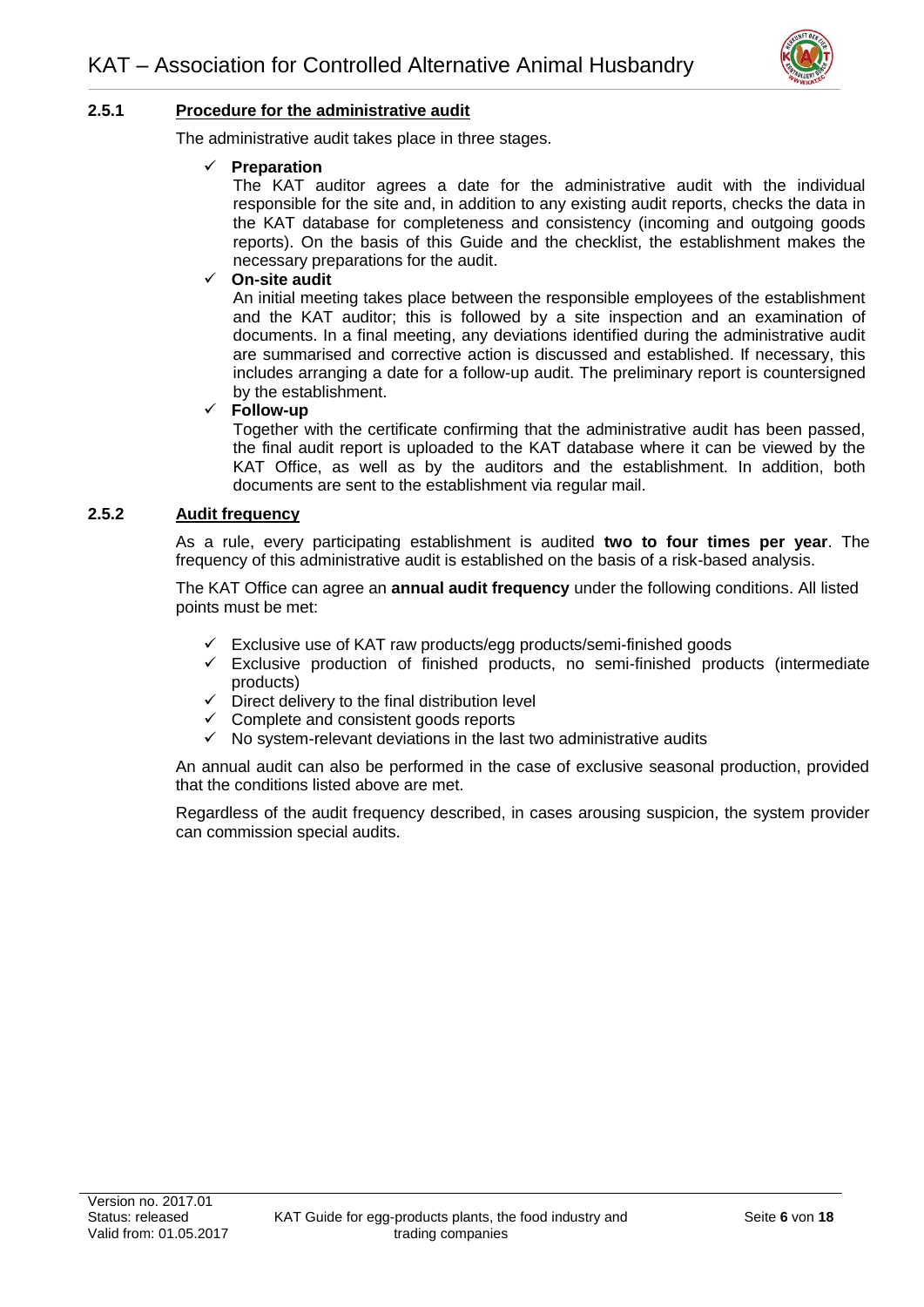### 2.5.1 Procedure for the administrative audit

The administrative audit takes place in three stages.

- ✓ **Preparation**
  The KAT auditor agrees a date for the administrative audit with the individual responsible for the site and, in addition to any existing audit reports, checks the data in the KAT database for completeness and consistency (incoming and outgoing goods reports). On the basis of this Guide and the checklist, the establishment makes the necessary preparations for the audit.
- ✓ **On-site audit**
  An initial meeting takes place between the responsible employees of the establishment and the KAT auditor; this is followed by a site inspection and an examination of documents. In a final meeting, any deviations identified during the administrative audit are summarised and corrective action is discussed and established. If necessary, this includes arranging a date for a follow-up audit. The preliminary report is countersigned by the establishment.
- ✓ **Follow-up**
  Together with the certificate confirming that the administrative audit has been passed, the final audit report is uploaded to the KAT database where it can be viewed by the KAT Office, as well as by the auditors and the establishment. In addition, both documents are sent to the establishment via regular mail.

### 2.5.2 Audit frequency

As a rule, every participating establishment is audited **two to four times per year**. The frequency of this administrative audit is established on the basis of a risk-based analysis.

The KAT Office can agree an **annual audit frequency** under the following conditions. All listed points must be met:

- ✓ Exclusive use of KAT raw products/egg products/semi-finished goods
- ✓ Exclusive production of finished products, no semi-finished products (intermediate products)
- ✓ Direct delivery to the final distribution level
- ✓ Complete and consistent goods reports
- ✓ No system-relevant deviations in the last two administrative audits

An annual audit can also be performed in the case of exclusive seasonal production, provided that the conditions listed above are met.

Regardless of the audit frequency described, in cases arousing suspicion, the system provider can commission special audits.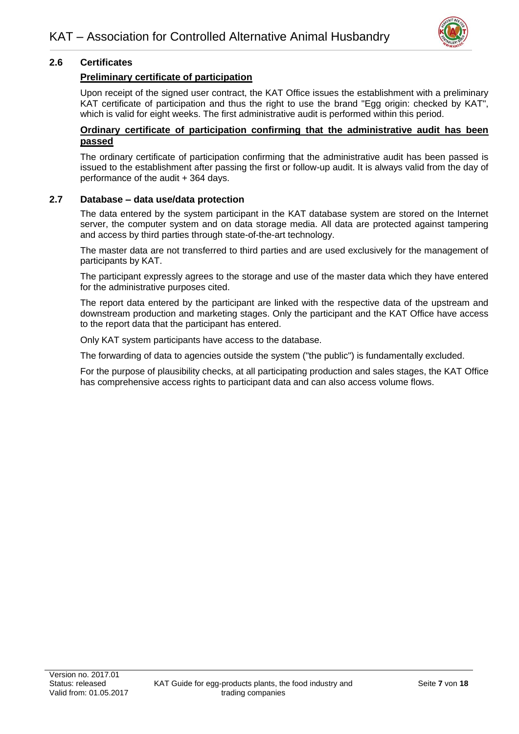## 2.6 Certificates

**Preliminary certificate of participation**

Upon receipt of the signed user contract, the KAT Office issues the establishment with a preliminary KAT certificate of participation and thus the right to use the brand "Egg origin: checked by KAT", which is valid for eight weeks. The first administrative audit is performed within this period.

**Ordinary certificate of participation confirming that the administrative audit has been passed**

The ordinary certificate of participation confirming that the administrative audit has been passed is issued to the establishment after passing the first or follow-up audit. It is always valid from the day of performance of the audit + 364 days.

## 2.7 Database – data use/data protection

The data entered by the system participant in the KAT database system are stored on the Internet server, the computer system and on data storage media. All data are protected against tampering and access by third parties through state-of-the-art technology.

The master data are not transferred to third parties and are used exclusively for the management of participants by KAT.

The participant expressly agrees to the storage and use of the master data which they have entered for the administrative purposes cited.

The report data entered by the participant are linked with the respective data of the upstream and downstream production and marketing stages. Only the participant and the KAT Office have access to the report data that the participant has entered.

Only KAT system participants have access to the database.

The forwarding of data to agencies outside the system ("the public") is fundamentally excluded.

For the purpose of plausibility checks, at all participating production and sales stages, the KAT Office has comprehensive access rights to participant data and can also access volume flows.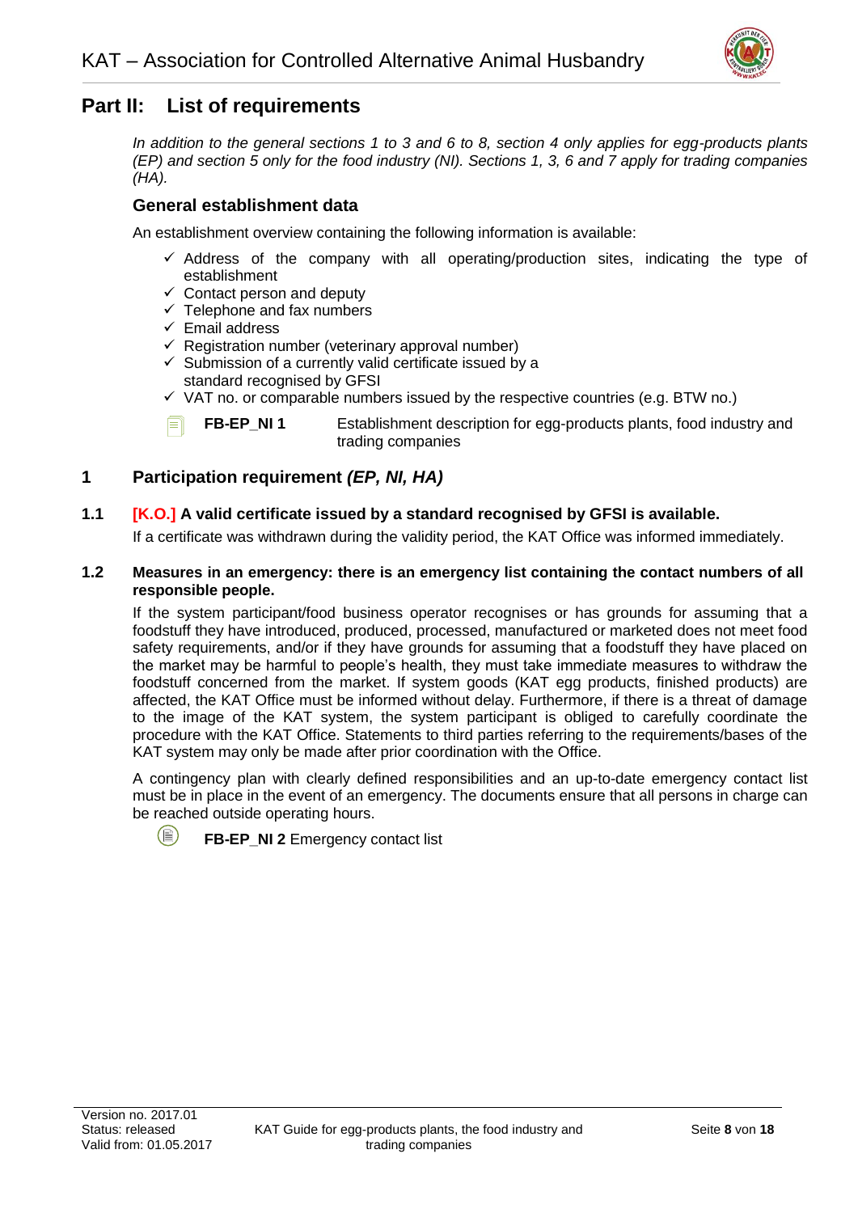## Part II: List of requirements

*In addition to the general sections 1 to 3 and 6 to 8, section 4 only applies for egg-products plants (EP) and section 5 only for the food industry (NI). Sections 1, 3, 6 and 7 apply for trading companies (HA).*

### General establishment data

An establishment overview containing the following information is available:

- ✓ Address of the company with all operating/production sites, indicating the type of establishment
- ✓ Contact person and deputy
- ✓ Telephone and fax numbers
- ✓ Email address
- ✓ Registration number (veterinary approval number)
- ✓ Submission of a currently valid certificate issued by a standard recognised by GFSI
- ✓ VAT no. or comparable numbers issued by the respective countries (e.g. BTW no.)

**FB-EP_NI 1** Establishment description for egg-products plants, food industry and trading companies

### 1 Participation requirement *(EP, NI, HA)*

#### 1.1 [K.O.] A valid certificate issued by a standard recognised by GFSI is available.

If a certificate was withdrawn during the validity period, the KAT Office was informed immediately.

#### 1.2 Measures in an emergency: there is an emergency list containing the contact numbers of all responsible people.

If the system participant/food business operator recognises or has grounds for assuming that a foodstuff they have introduced, produced, processed, manufactured or marketed does not meet food safety requirements, and/or if they have grounds for assuming that a foodstuff they have placed on the market may be harmful to people's health, they must take immediate measures to withdraw the foodstuff concerned from the market. If system goods (KAT egg products, finished products) are affected, the KAT Office must be informed without delay. Furthermore, if there is a threat of damage to the image of the KAT system, the system participant is obliged to carefully coordinate the procedure with the KAT Office. Statements to third parties referring to the requirements/bases of the KAT system may only be made after prior coordination with the Office.

A contingency plan with clearly defined responsibilities and an up-to-date emergency contact list must be in place in the event of an emergency. The documents ensure that all persons in charge can be reached outside operating hours.

**FB-EP_NI 2** Emergency contact list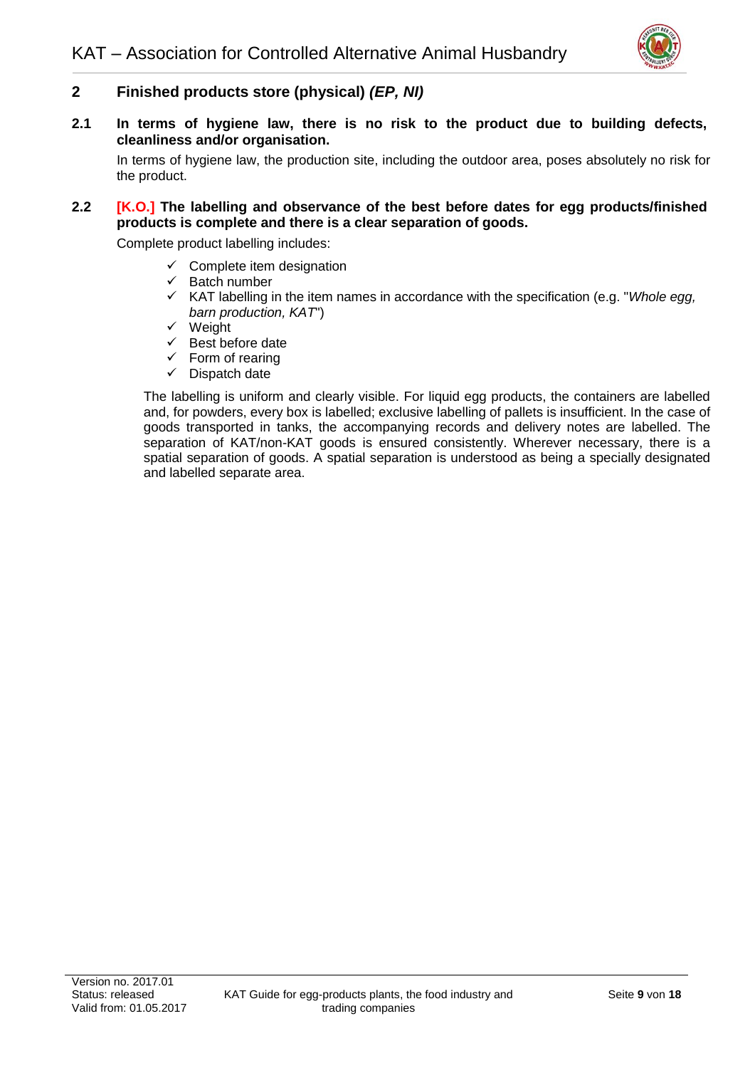## 2 Finished products store (physical) *(EP, NI)*

### 2.1 In terms of hygiene law, there is no risk to the product due to building defects, cleanliness and/or organisation.

In terms of hygiene law, the production site, including the outdoor area, poses absolutely no risk for the product.

### 2.2 [K.O.] The labelling and observance of the best before dates for egg products/finished products is complete and there is a clear separation of goods.

Complete product labelling includes:

- ✓ Complete item designation
- ✓ Batch number
- ✓ KAT labelling in the item names in accordance with the specification (e.g. "*Whole egg, barn production, KAT*")
- ✓ Weight
- ✓ Best before date
- ✓ Form of rearing
- ✓ Dispatch date

The labelling is uniform and clearly visible. For liquid egg products, the containers are labelled and, for powders, every box is labelled; exclusive labelling of pallets is insufficient. In the case of goods transported in tanks, the accompanying records and delivery notes are labelled. The separation of KAT/non-KAT goods is ensured consistently. Wherever necessary, there is a spatial separation of goods. A spatial separation is understood as being a specially designated and labelled separate area.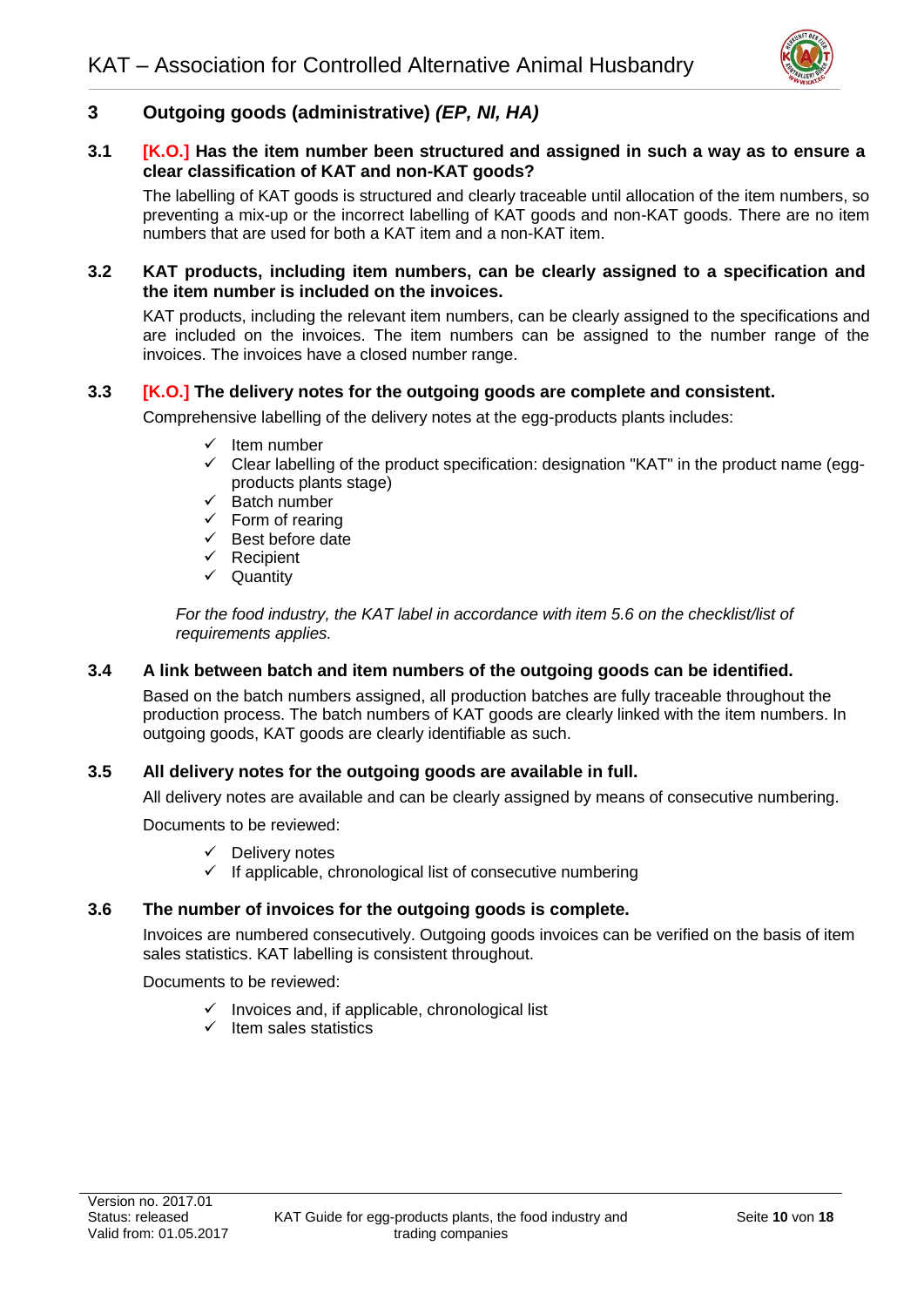## 3 Outgoing goods (administrative) *(EP, NI, HA)*

### 3.1 [K.O.] Has the item number been structured and assigned in such a way as to ensure a clear classification of KAT and non-KAT goods?

The labelling of KAT goods is structured and clearly traceable until allocation of the item numbers, so preventing a mix-up or the incorrect labelling of KAT goods and non-KAT goods. There are no item numbers that are used for both a KAT item and a non-KAT item.

### 3.2 KAT products, including item numbers, can be clearly assigned to a specification and the item number is included on the invoices.

KAT products, including the relevant item numbers, can be clearly assigned to the specifications and are included on the invoices. The item numbers can be assigned to the number range of the invoices. The invoices have a closed number range.

### 3.3 [K.O.] The delivery notes for the outgoing goods are complete and consistent.

Comprehensive labelling of the delivery notes at the egg-products plants includes:

- ✓ Item number
- ✓ Clear labelling of the product specification: designation "KAT" in the product name (egg-products plants stage)
- ✓ Batch number
- ✓ Form of rearing
- ✓ Best before date
- ✓ Recipient
- ✓ Quantity

*For the food industry, the KAT label in accordance with item 5.6 on the checklist/list of requirements applies.*

### 3.4 A link between batch and item numbers of the outgoing goods can be identified.

Based on the batch numbers assigned, all production batches are fully traceable throughout the production process. The batch numbers of KAT goods are clearly linked with the item numbers. In outgoing goods, KAT goods are clearly identifiable as such.

### 3.5 All delivery notes for the outgoing goods are available in full.

All delivery notes are available and can be clearly assigned by means of consecutive numbering.

Documents to be reviewed:

- ✓ Delivery notes
- ✓ If applicable, chronological list of consecutive numbering

### 3.6 The number of invoices for the outgoing goods is complete.

Invoices are numbered consecutively. Outgoing goods invoices can be verified on the basis of item sales statistics. KAT labelling is consistent throughout.

Documents to be reviewed:

- ✓ Invoices and, if applicable, chronological list
- ✓ Item sales statistics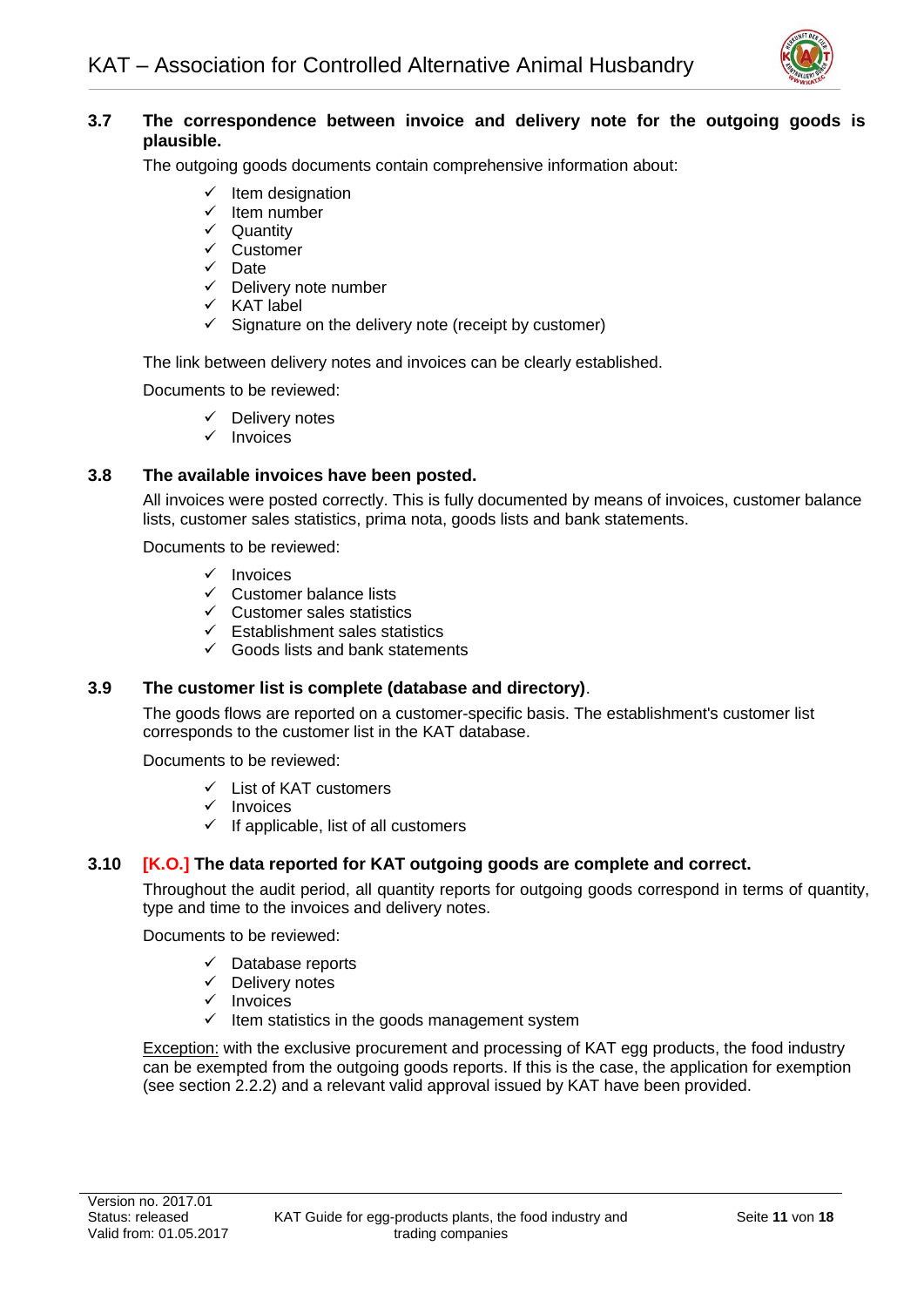### 3.7 The correspondence between invoice and delivery note for the outgoing goods is plausible.

The outgoing goods documents contain comprehensive information about:

- ✓ Item designation
- ✓ Item number
- ✓ Quantity
- ✓ Customer
- ✓ Date
- ✓ Delivery note number
- ✓ KAT label
- ✓ Signature on the delivery note (receipt by customer)

The link between delivery notes and invoices can be clearly established.

Documents to be reviewed:

- ✓ Delivery notes
- ✓ Invoices

### 3.8 The available invoices have been posted.

All invoices were posted correctly. This is fully documented by means of invoices, customer balance lists, customer sales statistics, prima nota, goods lists and bank statements.

Documents to be reviewed:

- ✓ Invoices
- ✓ Customer balance lists
- ✓ Customer sales statistics
- ✓ Establishment sales statistics
- ✓ Goods lists and bank statements

### 3.9 The customer list is complete (database and directory).

The goods flows are reported on a customer-specific basis. The establishment's customer list corresponds to the customer list in the KAT database.

Documents to be reviewed:

- ✓ List of KAT customers
- ✓ Invoices
- ✓ If applicable, list of all customers

### 3.10 [K.O.] The data reported for KAT outgoing goods are complete and correct.

Throughout the audit period, all quantity reports for outgoing goods correspond in terms of quantity, type and time to the invoices and delivery notes.

Documents to be reviewed:

- ✓ Database reports
- ✓ Delivery notes
- ✓ Invoices
- ✓ Item statistics in the goods management system

<u>Exception:</u> with the exclusive procurement and processing of KAT egg products, the food industry can be exempted from the outgoing goods reports. If this is the case, the application for exemption (see section 2.2.2) and a relevant valid approval issued by KAT have been provided.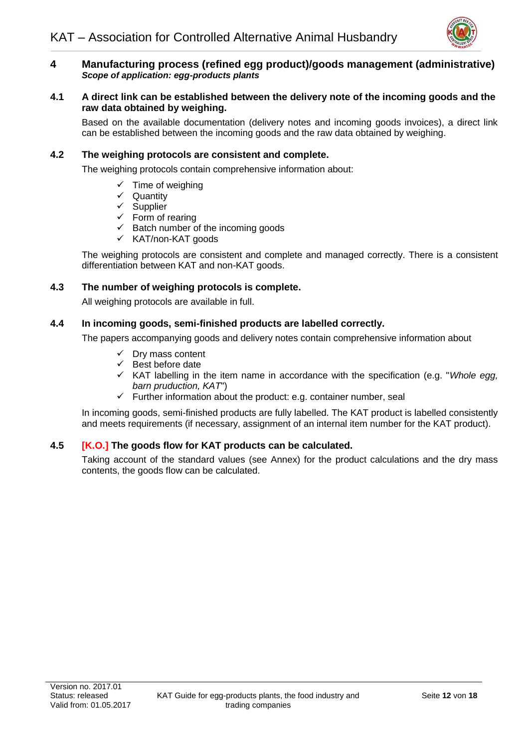## 4 Manufacturing process (refined egg product)/goods management (administrative)

***Scope of application: egg-products plants***

### 4.1 A direct link can be established between the delivery note of the incoming goods and the raw data obtained by weighing.

Based on the available documentation (delivery notes and incoming goods invoices), a direct link can be established between the incoming goods and the raw data obtained by weighing.

### 4.2 The weighing protocols are consistent and complete.

The weighing protocols contain comprehensive information about:

- ✓ Time of weighing
- ✓ Quantity
- ✓ Supplier
- ✓ Form of rearing
- ✓ Batch number of the incoming goods
- ✓ KAT/non-KAT goods

The weighing protocols are consistent and complete and managed correctly. There is a consistent differentiation between KAT and non-KAT goods.

### 4.3 The number of weighing protocols is complete.

All weighing protocols are available in full.

### 4.4 In incoming goods, semi-finished products are labelled correctly.

The papers accompanying goods and delivery notes contain comprehensive information about

- ✓ Dry mass content
- ✓ Best before date
- ✓ KAT labelling in the item name in accordance with the specification (e.g. "*Whole egg, barn pruduction, KAT*")
- ✓ Further information about the product: e.g. container number, seal

In incoming goods, semi-finished products are fully labelled. The KAT product is labelled consistently and meets requirements (if necessary, assignment of an internal item number for the KAT product).

### 4.5 [K.O.] The goods flow for KAT products can be calculated.

Taking account of the standard values (see Annex) for the product calculations and the dry mass contents, the goods flow can be calculated.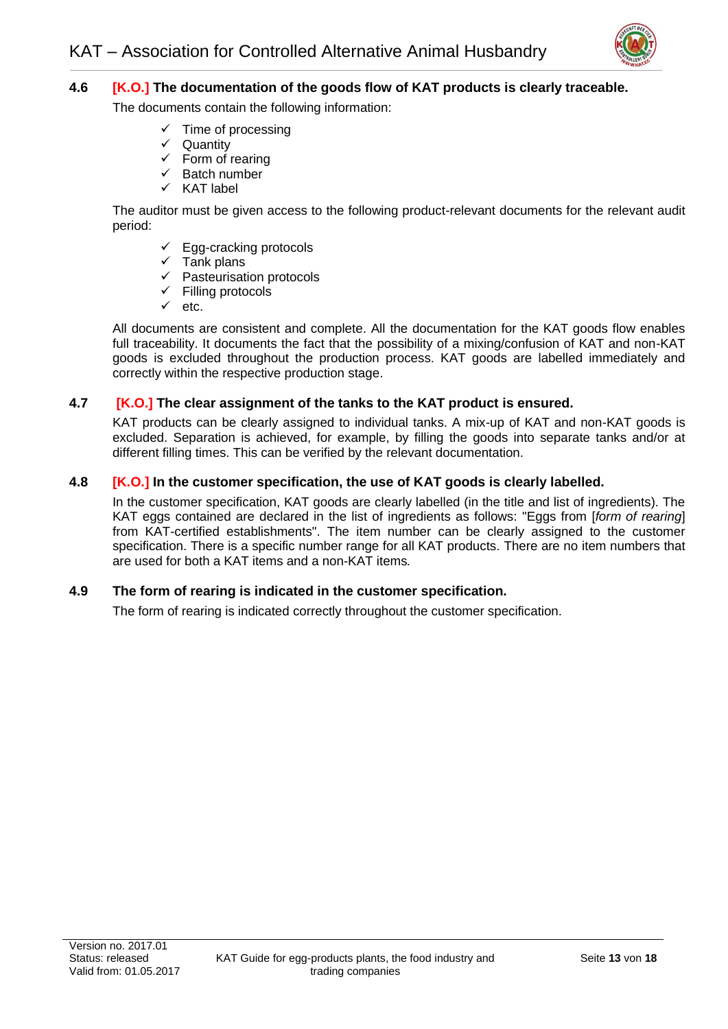### 4.6 [K.O.] The documentation of the goods flow of KAT products is clearly traceable.

The documents contain the following information:

- ✓ Time of processing
- ✓ Quantity
- ✓ Form of rearing
- ✓ Batch number
- ✓ KAT label

The auditor must be given access to the following product-relevant documents for the relevant audit period:

- ✓ Egg-cracking protocols
- ✓ Tank plans
- ✓ Pasteurisation protocols
- ✓ Filling protocols
- ✓ etc.

All documents are consistent and complete. All the documentation for the KAT goods flow enables full traceability. It documents the fact that the possibility of a mixing/confusion of KAT and non-KAT goods is excluded throughout the production process. KAT goods are labelled immediately and correctly within the respective production stage.

### 4.7 [K.O.] The clear assignment of the tanks to the KAT product is ensured.

KAT products can be clearly assigned to individual tanks. A mix-up of KAT and non-KAT goods is excluded. Separation is achieved, for example, by filling the goods into separate tanks and/or at different filling times. This can be verified by the relevant documentation.

### 4.8 [K.O.] In the customer specification, the use of KAT goods is clearly labelled.

In the customer specification, KAT goods are clearly labelled (in the title and list of ingredients). The KAT eggs contained are declared in the list of ingredients as follows: "Eggs from [*form of rearing*] from KAT-certified establishments". The item number can be clearly assigned to the customer specification. There is a specific number range for all KAT products. There are no item numbers that are used for both a KAT items and a non-KAT items*.*

### 4.9 The form of rearing is indicated in the customer specification.

The form of rearing is indicated correctly throughout the customer specification.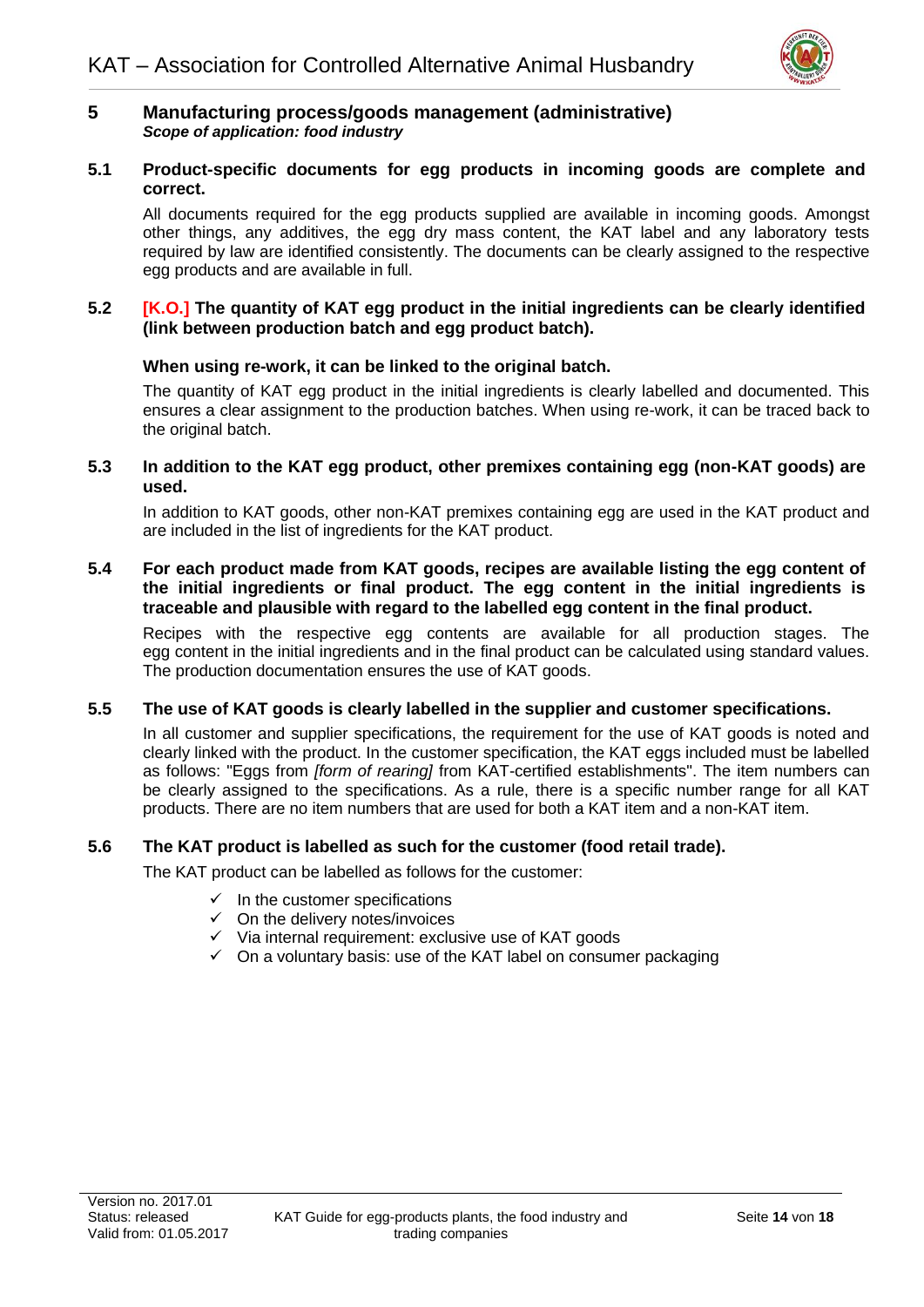## 5 Manufacturing process/goods management (administrative)

***Scope of application: food industry***

### 5.1 Product-specific documents for egg products in incoming goods are complete and correct.

All documents required for the egg products supplied are available in incoming goods. Amongst other things, any additives, the egg dry mass content, the KAT label and any laboratory tests required by law are identified consistently. The documents can be clearly assigned to the respective egg products and are available in full.

### 5.2 [K.O.] The quantity of KAT egg product in the initial ingredients can be clearly identified (link between production batch and egg product batch).

**When using re-work, it can be linked to the original batch.**

The quantity of KAT egg product in the initial ingredients is clearly labelled and documented. This ensures a clear assignment to the production batches. When using re-work, it can be traced back to the original batch.

### 5.3 In addition to the KAT egg product, other premixes containing egg (non-KAT goods) are used.

In addition to KAT goods, other non-KAT premixes containing egg are used in the KAT product and are included in the list of ingredients for the KAT product.

### 5.4 For each product made from KAT goods, recipes are available listing the egg content of the initial ingredients or final product. The egg content in the initial ingredients is traceable and plausible with regard to the labelled egg content in the final product.

Recipes with the respective egg contents are available for all production stages. The egg content in the initial ingredients and in the final product can be calculated using standard values. The production documentation ensures the use of KAT goods.

### 5.5 The use of KAT goods is clearly labelled in the supplier and customer specifications.

In all customer and supplier specifications, the requirement for the use of KAT goods is noted and clearly linked with the product. In the customer specification, the KAT eggs included must be labelled as follows: "Eggs from *[form of rearing]* from KAT-certified establishments". The item numbers can be clearly assigned to the specifications. As a rule, there is a specific number range for all KAT products. There are no item numbers that are used for both a KAT item and a non-KAT item.

### 5.6 The KAT product is labelled as such for the customer (food retail trade).

The KAT product can be labelled as follows for the customer:

- ✓ In the customer specifications
- ✓ On the delivery notes/invoices
- ✓ Via internal requirement: exclusive use of KAT goods
- ✓ On a voluntary basis: use of the KAT label on consumer packaging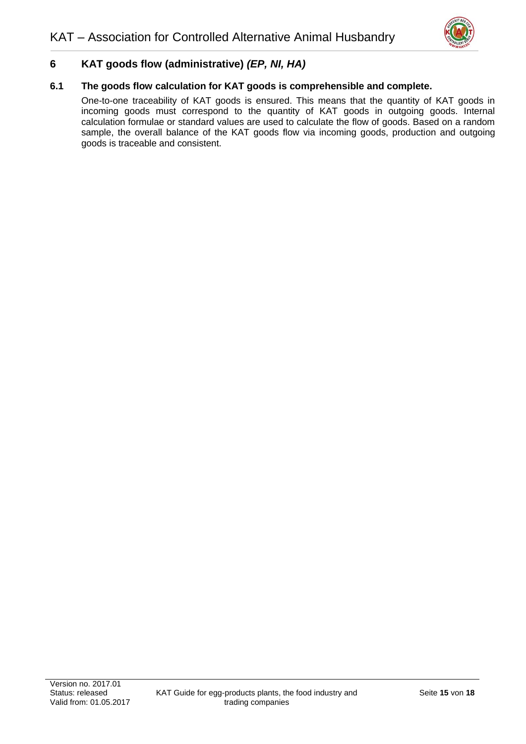## 6 KAT goods flow (administrative) *(EP, NI, HA)*

### 6.1 The goods flow calculation for KAT goods is comprehensible and complete.

One-to-one traceability of KAT goods is ensured. This means that the quantity of KAT goods in incoming goods must correspond to the quantity of KAT goods in outgoing goods. Internal calculation formulae or standard values are used to calculate the flow of goods. Based on a random sample, the overall balance of the KAT goods flow via incoming goods, production and outgoing goods is traceable and consistent.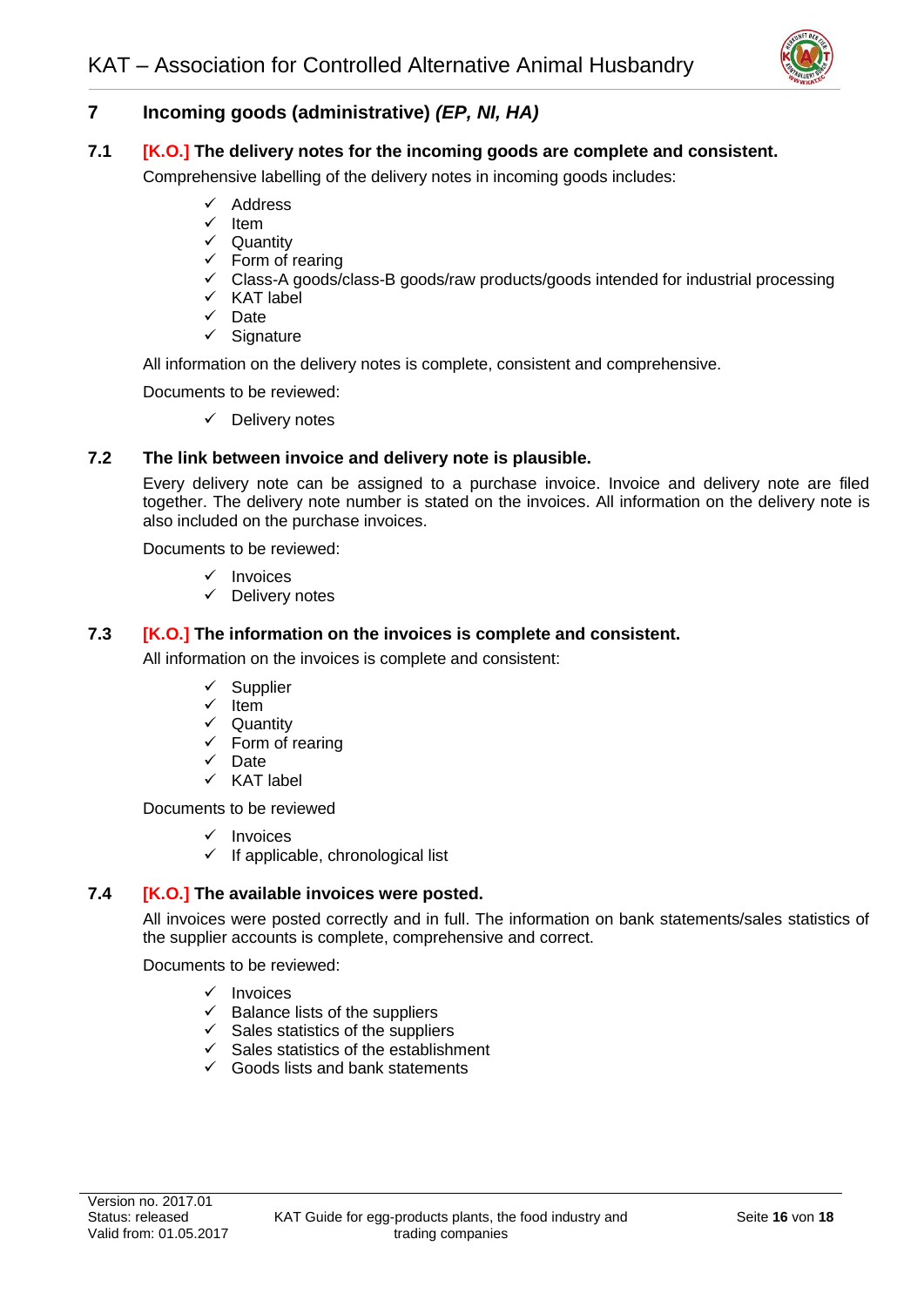# 7 Incoming goods (administrative) *(EP, NI, HA)*

## 7.1 [K.O.] The delivery notes for the incoming goods are complete and consistent.

Comprehensive labelling of the delivery notes in incoming goods includes:

- ✓ Address
- ✓ Item
- ✓ Quantity
- ✓ Form of rearing
- ✓ Class-A goods/class-B goods/raw products/goods intended for industrial processing
- ✓ KAT label
- ✓ Date
- ✓ Signature

All information on the delivery notes is complete, consistent and comprehensive.

Documents to be reviewed:

- ✓ Delivery notes

## 7.2 The link between invoice and delivery note is plausible.

Every delivery note can be assigned to a purchase invoice. Invoice and delivery note are filed together. The delivery note number is stated on the invoices. All information on the delivery note is also included on the purchase invoices.

Documents to be reviewed:

- ✓ Invoices
- ✓ Delivery notes

## 7.3 [K.O.] The information on the invoices is complete and consistent.

All information on the invoices is complete and consistent:

- ✓ Supplier
- ✓ Item
- ✓ Quantity
- ✓ Form of rearing
- ✓ Date
- ✓ KAT label

Documents to be reviewed

- ✓ Invoices
- ✓ If applicable, chronological list

## 7.4 [K.O.] The available invoices were posted.

All invoices were posted correctly and in full. The information on bank statements/sales statistics of the supplier accounts is complete, comprehensive and correct.

Documents to be reviewed:

- ✓ Invoices
- ✓ Balance lists of the suppliers
- ✓ Sales statistics of the suppliers
- ✓ Sales statistics of the establishment
- ✓ Goods lists and bank statements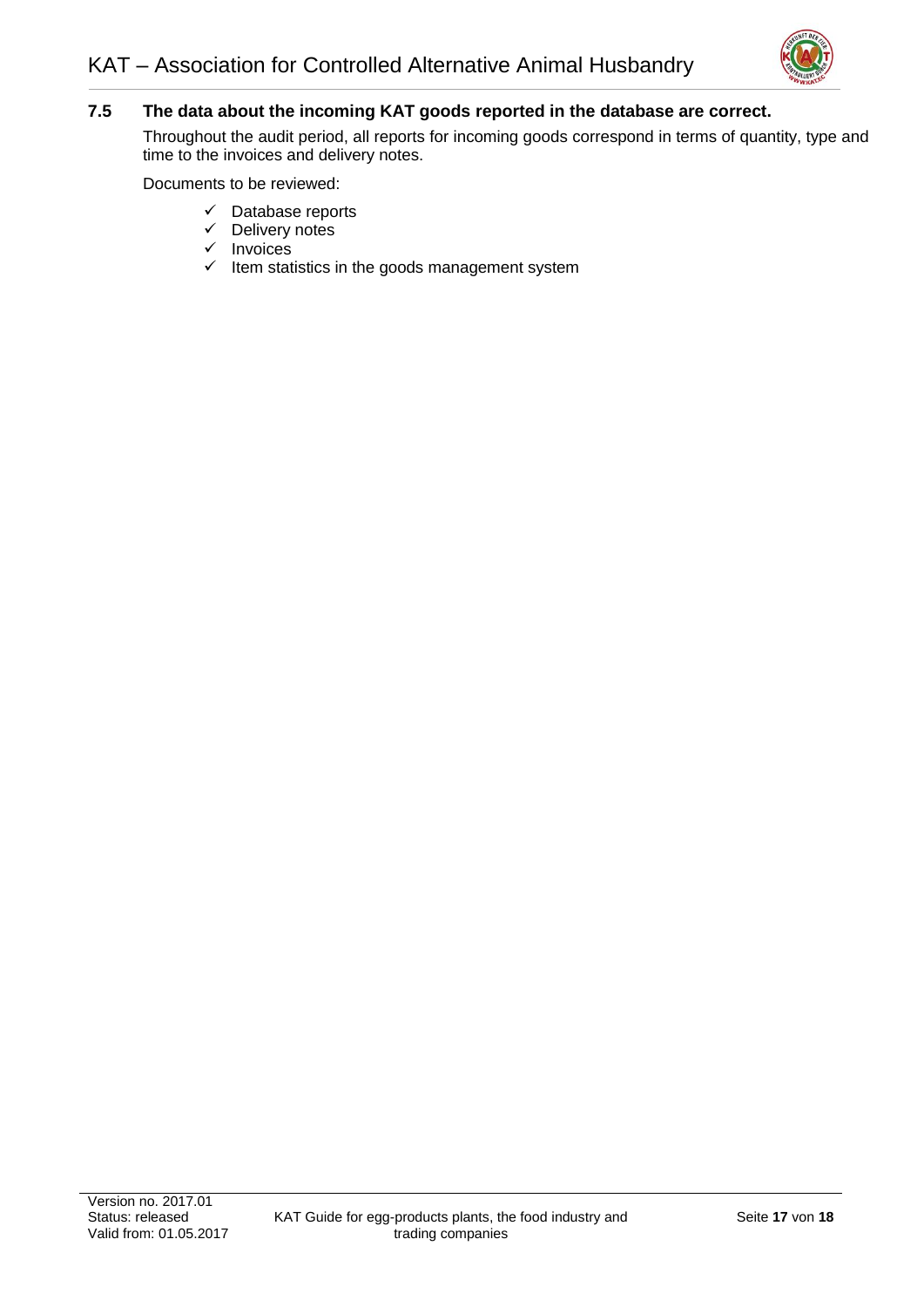### 7.5 The data about the incoming KAT goods reported in the database are correct.

Throughout the audit period, all reports for incoming goods correspond in terms of quantity, type and time to the invoices and delivery notes.

Documents to be reviewed:

- ✓ Database reports
- ✓ Delivery notes
- ✓ Invoices
- ✓ Item statistics in the goods management system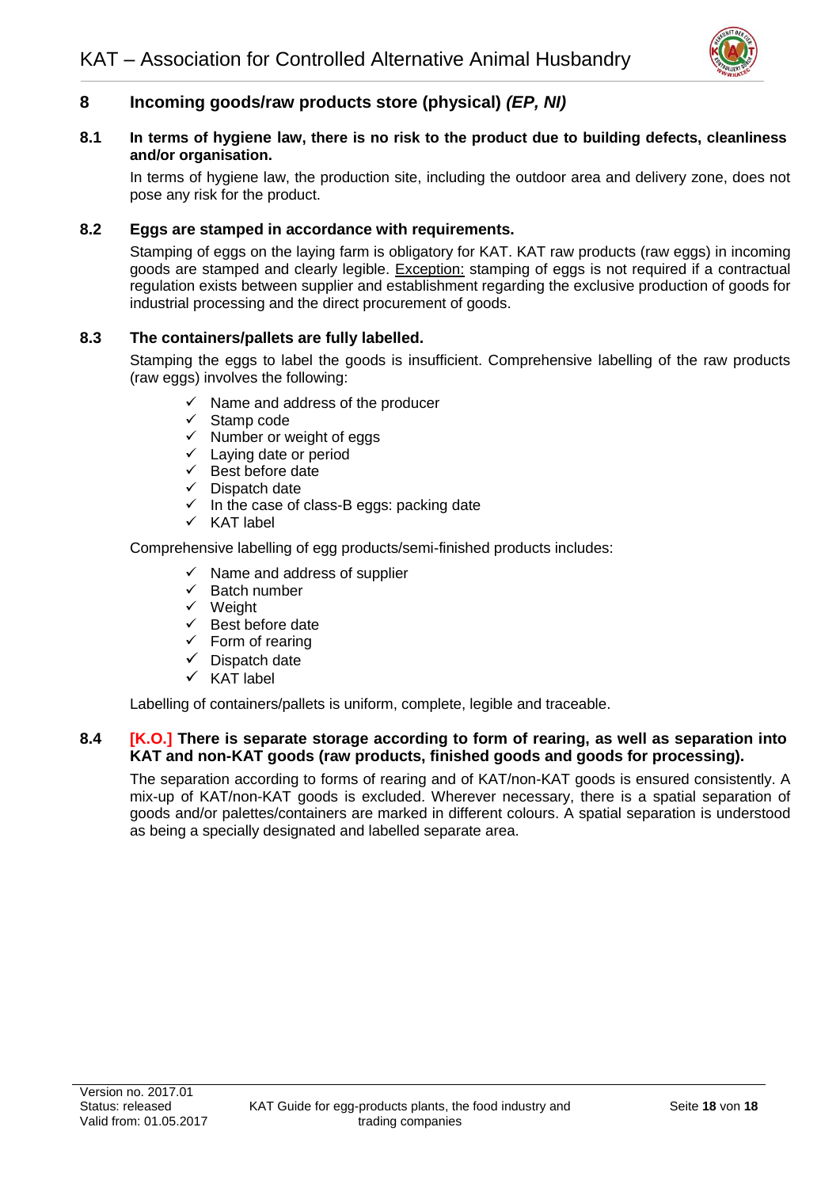## 8 Incoming goods/raw products store (physical) *(EP, NI)*

### 8.1 In terms of hygiene law, there is no risk to the product due to building defects, cleanliness and/or organisation.

In terms of hygiene law, the production site, including the outdoor area and delivery zone, does not pose any risk for the product.

### 8.2 Eggs are stamped in accordance with requirements.

Stamping of eggs on the laying farm is obligatory for KAT. KAT raw products (raw eggs) in incoming goods are stamped and clearly legible. Exception: stamping of eggs is not required if a contractual regulation exists between supplier and establishment regarding the exclusive production of goods for industrial processing and the direct procurement of goods.

### 8.3 The containers/pallets are fully labelled.

Stamping the eggs to label the goods is insufficient. Comprehensive labelling of the raw products (raw eggs) involves the following:

- ✓ Name and address of the producer
- ✓ Stamp code
- ✓ Number or weight of eggs
- ✓ Laying date or period
- ✓ Best before date
- ✓ Dispatch date
- ✓ In the case of class-B eggs: packing date
- ✓ KAT label

Comprehensive labelling of egg products/semi-finished products includes:

- ✓ Name and address of supplier
- ✓ Batch number
- ✓ Weight
- ✓ Best before date
- ✓ Form of rearing
- ✓ Dispatch date
- ✓ KAT label

Labelling of containers/pallets is uniform, complete, legible and traceable.

### 8.4 [K.O.] There is separate storage according to form of rearing, as well as separation into KAT and non-KAT goods (raw products, finished goods and goods for processing).

The separation according to forms of rearing and of KAT/non-KAT goods is ensured consistently. A mix-up of KAT/non-KAT goods is excluded. Wherever necessary, there is a spatial separation of goods and/or palettes/containers are marked in different colours. A spatial separation is understood as being a specially designated and labelled separate area.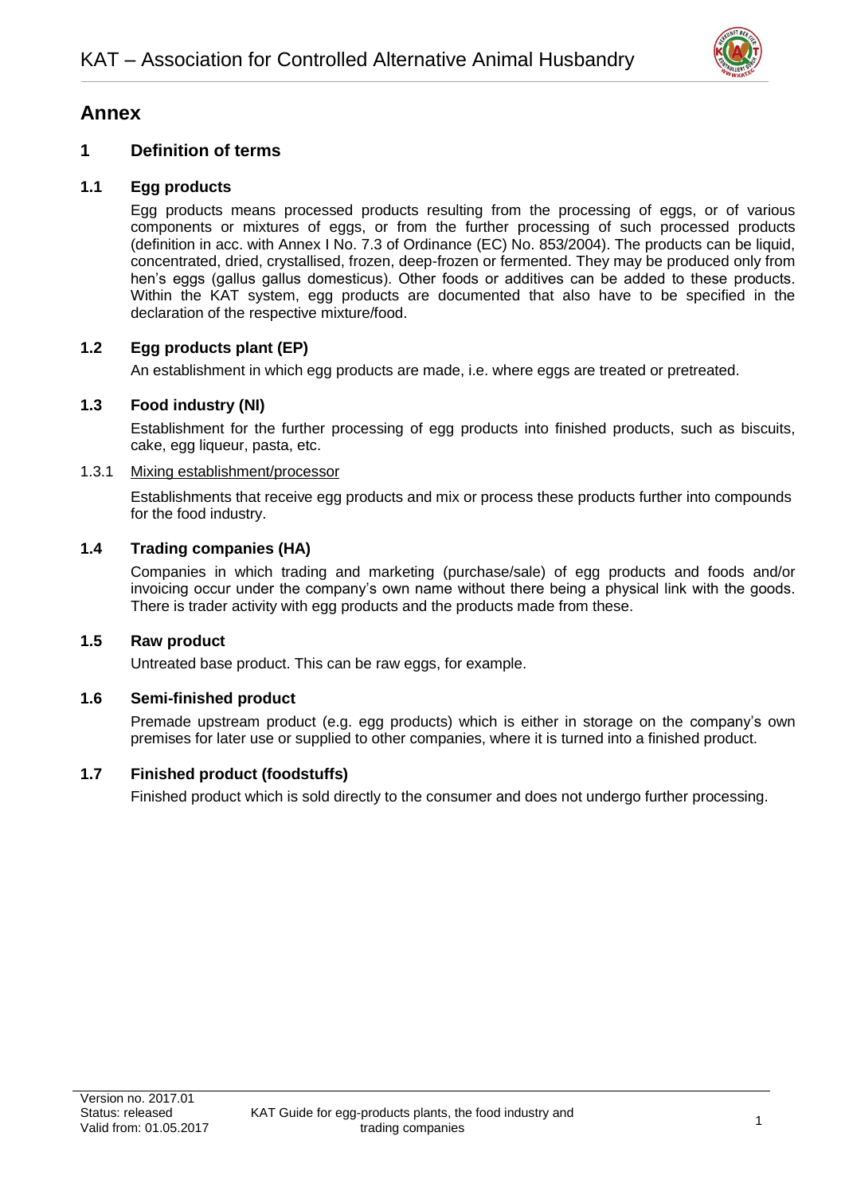# Annex

## 1 Definition of terms

### 1.1 Egg products

Egg products means processed products resulting from the processing of eggs, or of various components or mixtures of eggs, or from the further processing of such processed products (definition in acc. with Annex I No. 7.3 of Ordinance (EC) No. 853/2004). The products can be liquid, concentrated, dried, crystallised, frozen, deep-frozen or fermented. They may be produced only from hen's eggs (gallus gallus domesticus). Other foods or additives can be added to these products. Within the KAT system, egg products are documented that also have to be specified in the declaration of the respective mixture/food.

### 1.2 Egg products plant (EP)

An establishment in which egg products are made, i.e. where eggs are treated or pretreated.

### 1.3 Food industry (NI)

Establishment for the further processing of egg products into finished products, such as biscuits, cake, egg liqueur, pasta, etc.

#### 1.3.1 Mixing establishment/processor

Establishments that receive egg products and mix or process these products further into compounds for the food industry.

### 1.4 Trading companies (HA)

Companies in which trading and marketing (purchase/sale) of egg products and foods and/or invoicing occur under the company's own name without there being a physical link with the goods. There is trader activity with egg products and the products made from these.

### 1.5 Raw product

Untreated base product. This can be raw eggs, for example.

### 1.6 Semi-finished product

Premade upstream product (e.g. egg products) which is either in storage on the company's own premises for later use or supplied to other companies, where it is turned into a finished product.

### 1.7 Finished product (foodstuffs)

Finished product which is sold directly to the consumer and does not undergo further processing.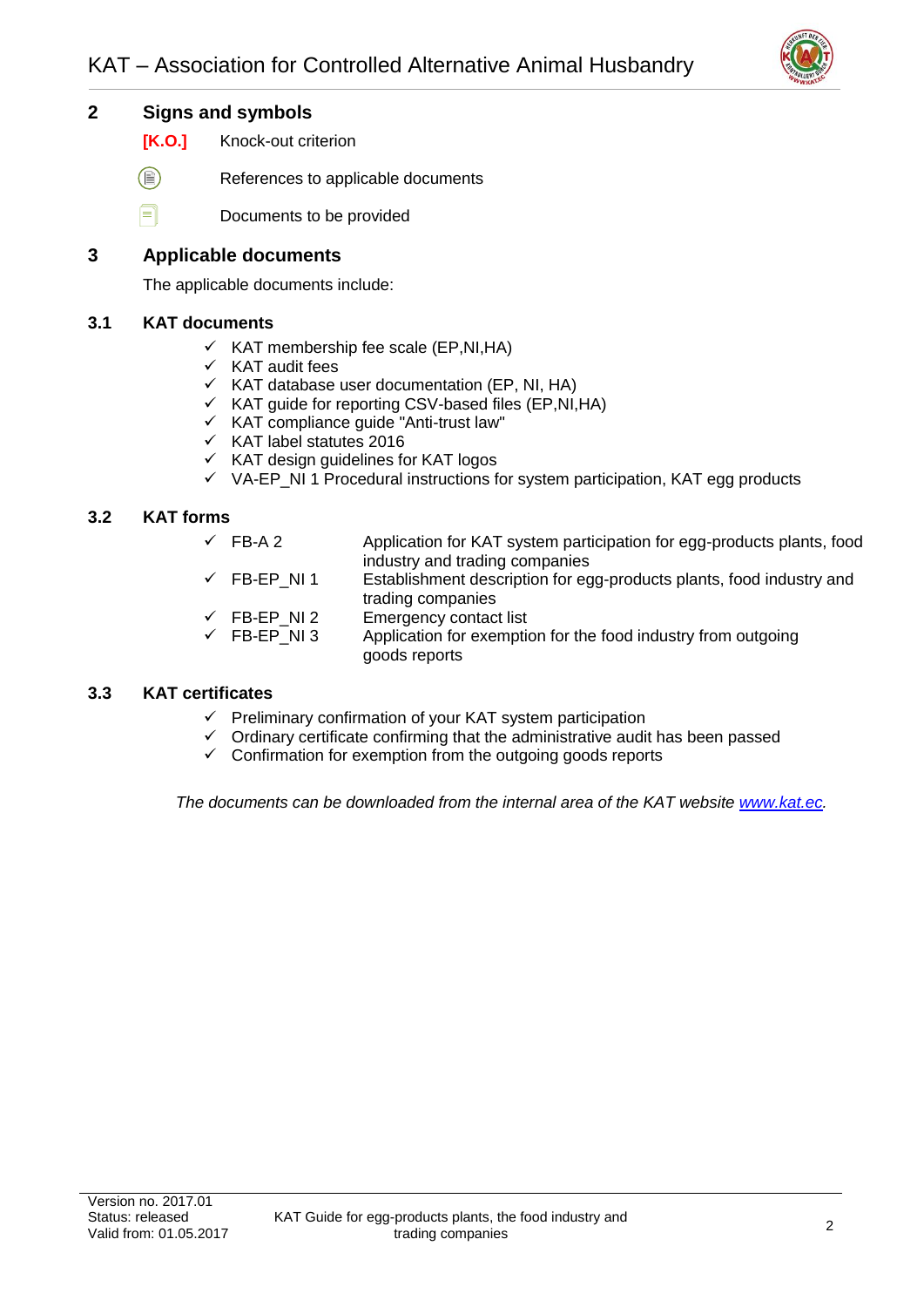## 2 Signs and symbols

**[K.O.]** Knock-out criterion

References to applicable documents

Documents to be provided

## 3 Applicable documents

The applicable documents include:

### 3.1 KAT documents

- ✓ KAT membership fee scale (EP,NI,HA)
- ✓ KAT audit fees
- ✓ KAT database user documentation (EP, NI, HA)
- ✓ KAT guide for reporting CSV-based files (EP,NI,HA)
- ✓ KAT compliance guide "Anti-trust law"
- ✓ KAT label statutes 2016
- ✓ KAT design guidelines for KAT logos
- ✓ VA-EP_NI 1 Procedural instructions for system participation, KAT egg products

### 3.2 KAT forms

- ✓ FB-A 2 Application for KAT system participation for egg-products plants, food industry and trading companies
- ✓ FB-EP_NI 1 Establishment description for egg-products plants, food industry and trading companies
- ✓ FB-EP_NI 2 Emergency contact list
- ✓ FB-EP_NI 3 Application for exemption for the food industry from outgoing goods reports

### 3.3 KAT certificates

- ✓ Preliminary confirmation of your KAT system participation
- ✓ Ordinary certificate confirming that the administrative audit has been passed
- ✓ Confirmation for exemption from the outgoing goods reports

*The documents can be downloaded from the internal area of the KAT website [www.kat.ec](http://www.kat.ec).*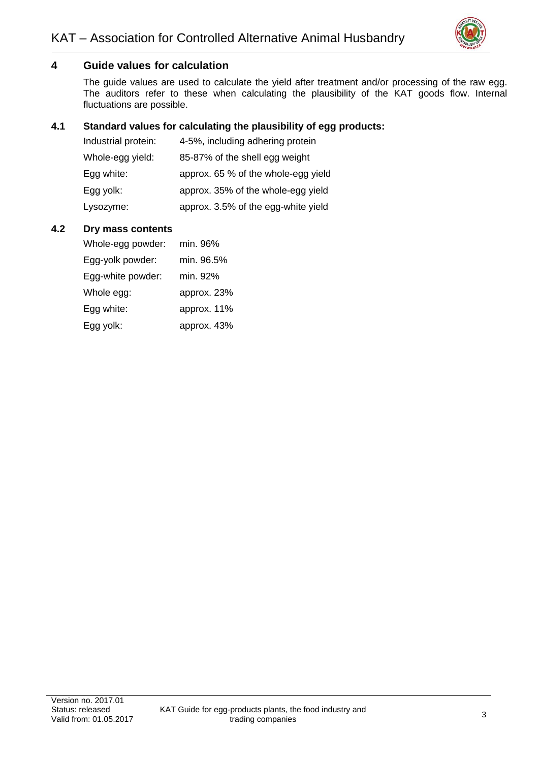## 4 Guide values for calculation

The guide values are used to calculate the yield after treatment and/or processing of the raw egg. The auditors refer to these when calculating the plausibility of the KAT goods flow. Internal fluctuations are possible.

### 4.1 Standard values for calculating the plausibility of egg products:

| | |
|---|---|
| Industrial protein: | 4-5%, including adhering protein |
| Whole-egg yield: | 85-87% of the shell egg weight |
| Egg white: | approx. 65 % of the whole-egg yield |
| Egg yolk: | approx. 35% of the whole-egg yield |
| Lysozyme: | approx. 3.5% of the egg-white yield |

### 4.2 Dry mass contents

| | |
|---|---|
| Whole-egg powder: | min. 96% |
| Egg-yolk powder: | min. 96.5% |
| Egg-white powder: | min. 92% |
| Whole egg: | approx. 23% |
| Egg white: | approx. 11% |
| Egg yolk: | approx. 43% |